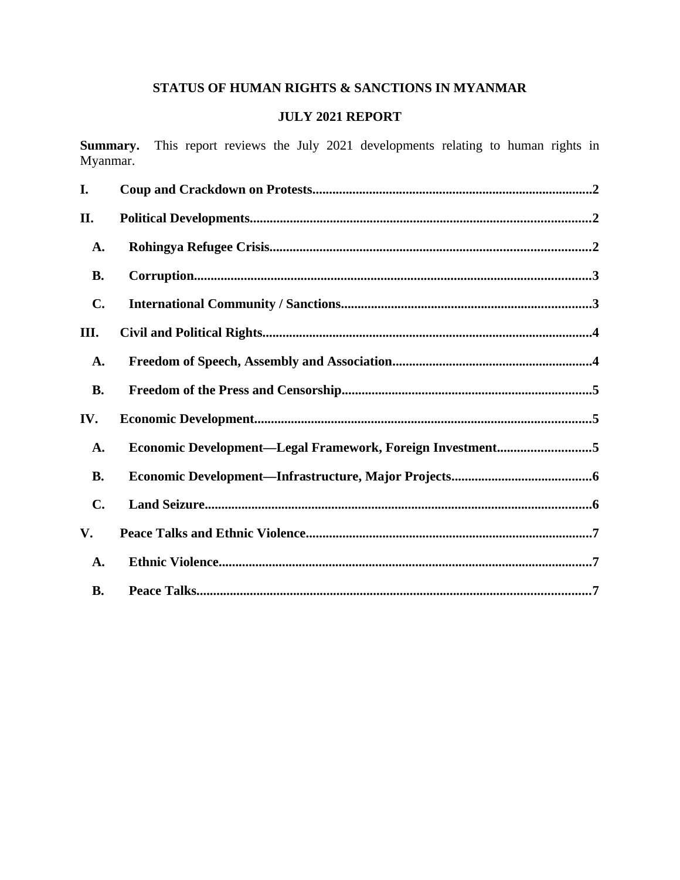**STATUS OF HUMAN RIGHTS & SANCTIONS IN MYANMAR**

**JULY 2021 REPORT**

**Summary.** This report reviews the July 2021 developments relating to human rights in Myanmar.

**I. Coup and Crackdown on Protests** .......... 2

**II. Political Developments** .......... 2

- **A. Rohingya Refugee Crisis** .......... 2
- **B. Corruption** .......... 3
- **C. International Community / Sanctions** .......... 3

**III. Civil and Political Rights** .......... 4

- **A. Freedom of Speech, Assembly and Association** .......... 4
- **B. Freedom of the Press and Censorship** .......... 5

**IV. Economic Development** .......... 5

- **A. Economic Development—Legal Framework, Foreign Investment** .......... 5
- **B. Economic Development—Infrastructure, Major Projects** .......... 6
- **C. Land Seizure** .......... 6

**V. Peace Talks and Ethnic Violence** .......... 7

- **A. Ethnic Violence** .......... 7
- **B. Peace Talks** .......... 7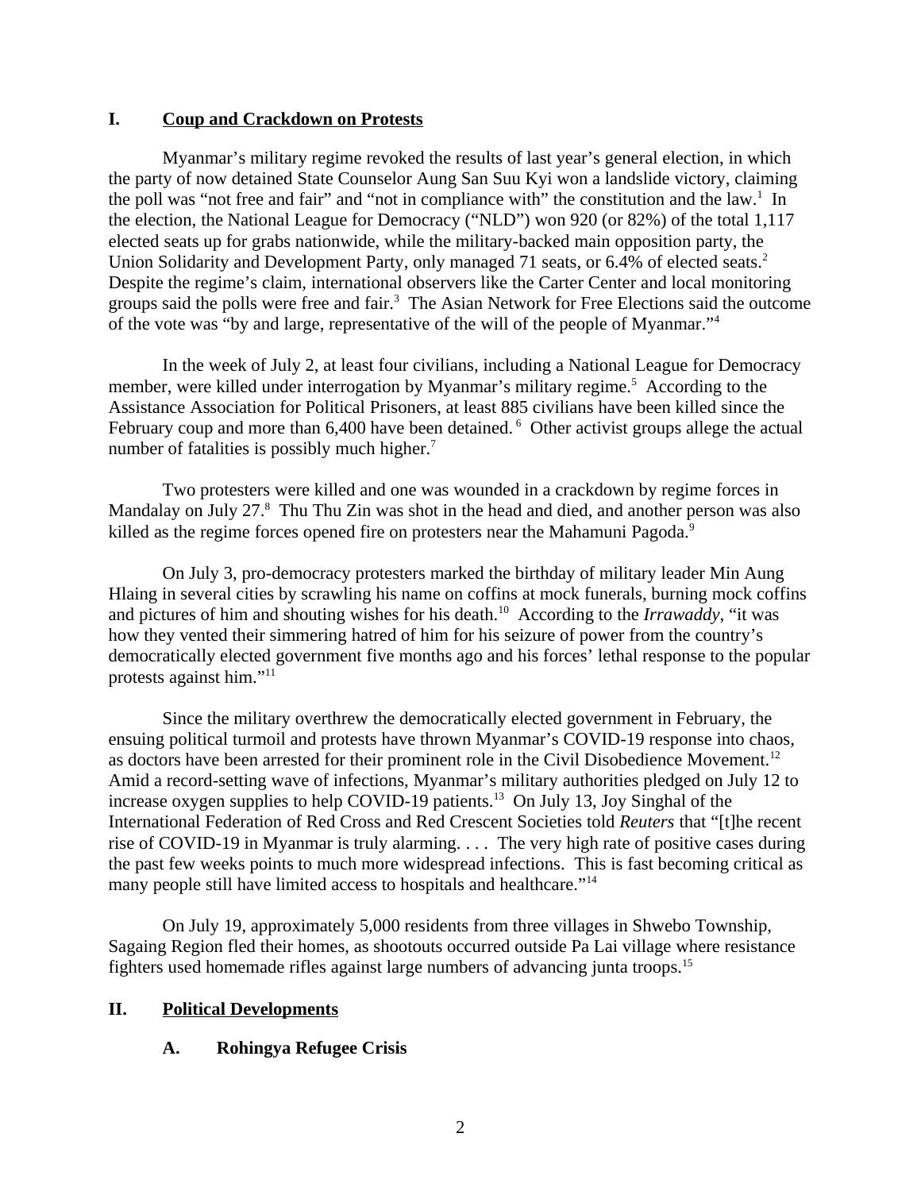## I. Coup and Crackdown on Protests

Myanmar's military regime revoked the results of last year's general election, in which the party of now detained State Counselor Aung San Suu Kyi won a landslide victory, claiming the poll was "not free and fair" and "not in compliance with" the constitution and the law.[1] In the election, the National League for Democracy ("NLD") won 920 (or 82%) of the total 1,117 elected seats up for grabs nationwide, while the military-backed main opposition party, the Union Solidarity and Development Party, only managed 71 seats, or 6.4% of elected seats.[2] Despite the regime's claim, international observers like the Carter Center and local monitoring groups said the polls were free and fair.[3] The Asian Network for Free Elections said the outcome of the vote was "by and large, representative of the will of the people of Myanmar."[4]

In the week of July 2, at least four civilians, including a National League for Democracy member, were killed under interrogation by Myanmar's military regime.[5] According to the Assistance Association for Political Prisoners, at least 885 civilians have been killed since the February coup and more than 6,400 have been detained.[6] Other activist groups allege the actual number of fatalities is possibly much higher.[7]

Two protesters were killed and one was wounded in a crackdown by regime forces in Mandalay on July 27.[8] Thu Thu Zin was shot in the head and died, and another person was also killed as the regime forces opened fire on protesters near the Mahamuni Pagoda.[9]

On July 3, pro-democracy protesters marked the birthday of military leader Min Aung Hlaing in several cities by scrawling his name on coffins at mock funerals, burning mock coffins and pictures of him and shouting wishes for his death.[10] According to the *Irrawaddy*, "it was how they vented their simmering hatred of him for his seizure of power from the country's democratically elected government five months ago and his forces' lethal response to the popular protests against him."[11]

Since the military overthrew the democratically elected government in February, the ensuing political turmoil and protests have thrown Myanmar's COVID-19 response into chaos, as doctors have been arrested for their prominent role in the Civil Disobedience Movement.[12] Amid a record-setting wave of infections, Myanmar's military authorities pledged on July 12 to increase oxygen supplies to help COVID-19 patients.[13] On July 13, Joy Singhal of the International Federation of Red Cross and Red Crescent Societies told *Reuters* that "[t]he recent rise of COVID-19 in Myanmar is truly alarming. . . . The very high rate of positive cases during the past few weeks points to much more widespread infections. This is fast becoming critical as many people still have limited access to hospitals and healthcare."[14]

On July 19, approximately 5,000 residents from three villages in Shwebo Township, Sagaing Region fled their homes, as shootouts occurred outside Pa Lai village where resistance fighters used homemade rifles against large numbers of advancing junta troops.[15]

## II. Political Developments

### A. Rohingya Refugee Crisis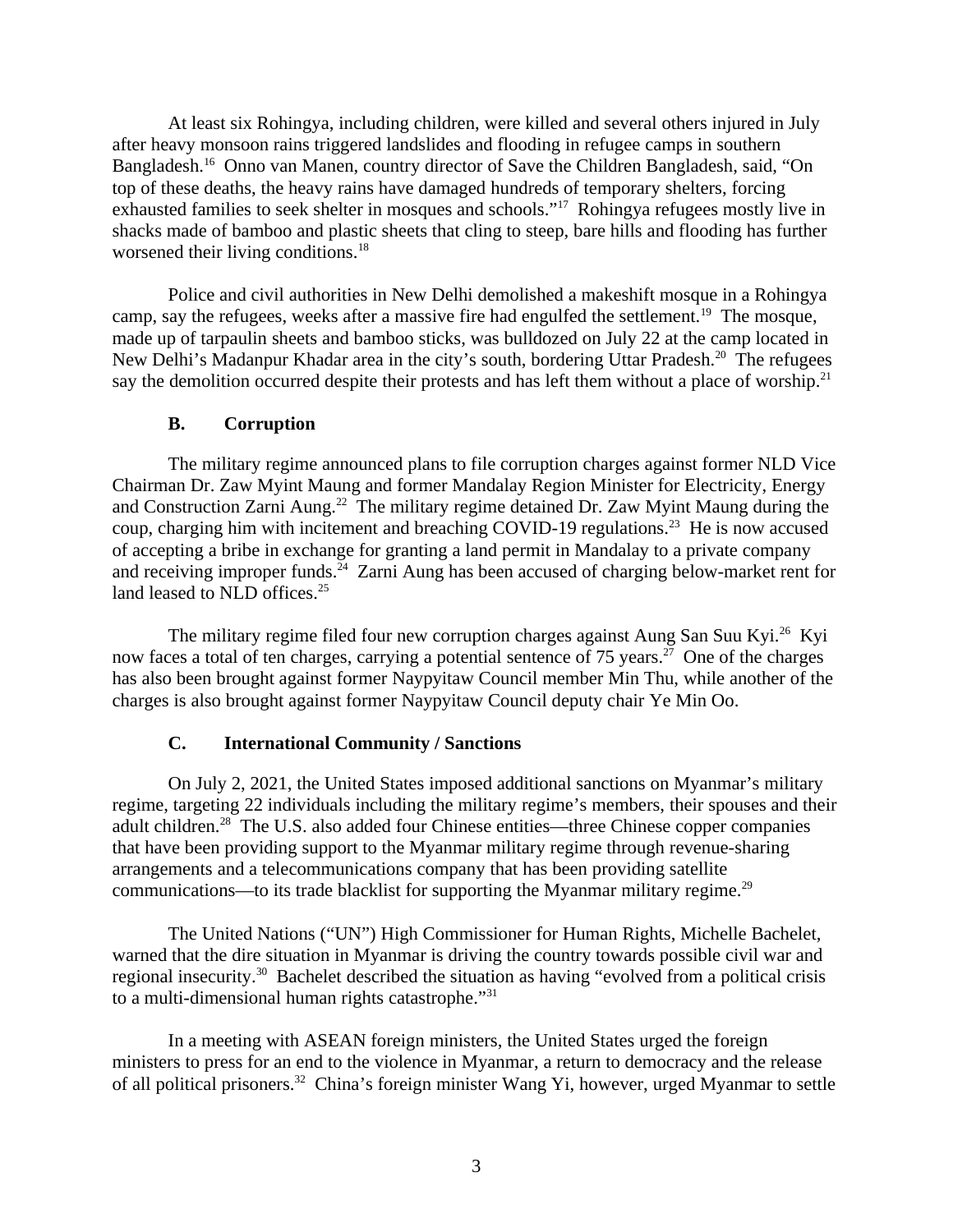At least six Rohingya, including children, were killed and several others injured in July after heavy monsoon rains triggered landslides and flooding in refugee camps in southern Bangladesh.[16] Onno van Manen, country director of Save the Children Bangladesh, said, "On top of these deaths, the heavy rains have damaged hundreds of temporary shelters, forcing exhausted families to seek shelter in mosques and schools."[17] Rohingya refugees mostly live in shacks made of bamboo and plastic sheets that cling to steep, bare hills and flooding has further worsened their living conditions.[18]

Police and civil authorities in New Delhi demolished a makeshift mosque in a Rohingya camp, say the refugees, weeks after a massive fire had engulfed the settlement.[19] The mosque, made up of tarpaulin sheets and bamboo sticks, was bulldozed on July 22 at the camp located in New Delhi's Madanpur Khadar area in the city's south, bordering Uttar Pradesh.[20] The refugees say the demolition occurred despite their protests and has left them without a place of worship.[21]

### B. Corruption

The military regime announced plans to file corruption charges against former NLD Vice Chairman Dr. Zaw Myint Maung and former Mandalay Region Minister for Electricity, Energy and Construction Zarni Aung.[22] The military regime detained Dr. Zaw Myint Maung during the coup, charging him with incitement and breaching COVID-19 regulations.[23] He is now accused of accepting a bribe in exchange for granting a land permit in Mandalay to a private company and receiving improper funds.[24] Zarni Aung has been accused of charging below-market rent for land leased to NLD offices.[25]

The military regime filed four new corruption charges against Aung San Suu Kyi.[26] Kyi now faces a total of ten charges, carrying a potential sentence of 75 years.[27] One of the charges has also been brought against former Naypyitaw Council member Min Thu, while another of the charges is also brought against former Naypyitaw Council deputy chair Ye Min Oo.

### C. International Community / Sanctions

On July 2, 2021, the United States imposed additional sanctions on Myanmar's military regime, targeting 22 individuals including the military regime's members, their spouses and their adult children.[28] The U.S. also added four Chinese entities—three Chinese copper companies that have been providing support to the Myanmar military regime through revenue-sharing arrangements and a telecommunications company that has been providing satellite communications—to its trade blacklist for supporting the Myanmar military regime.[29]

The United Nations ("UN") High Commissioner for Human Rights, Michelle Bachelet, warned that the dire situation in Myanmar is driving the country towards possible civil war and regional insecurity.[30] Bachelet described the situation as having "evolved from a political crisis to a multi-dimensional human rights catastrophe."[31]

In a meeting with ASEAN foreign ministers, the United States urged the foreign ministers to press for an end to the violence in Myanmar, a return to democracy and the release of all political prisoners.[32] China's foreign minister Wang Yi, however, urged Myanmar to settle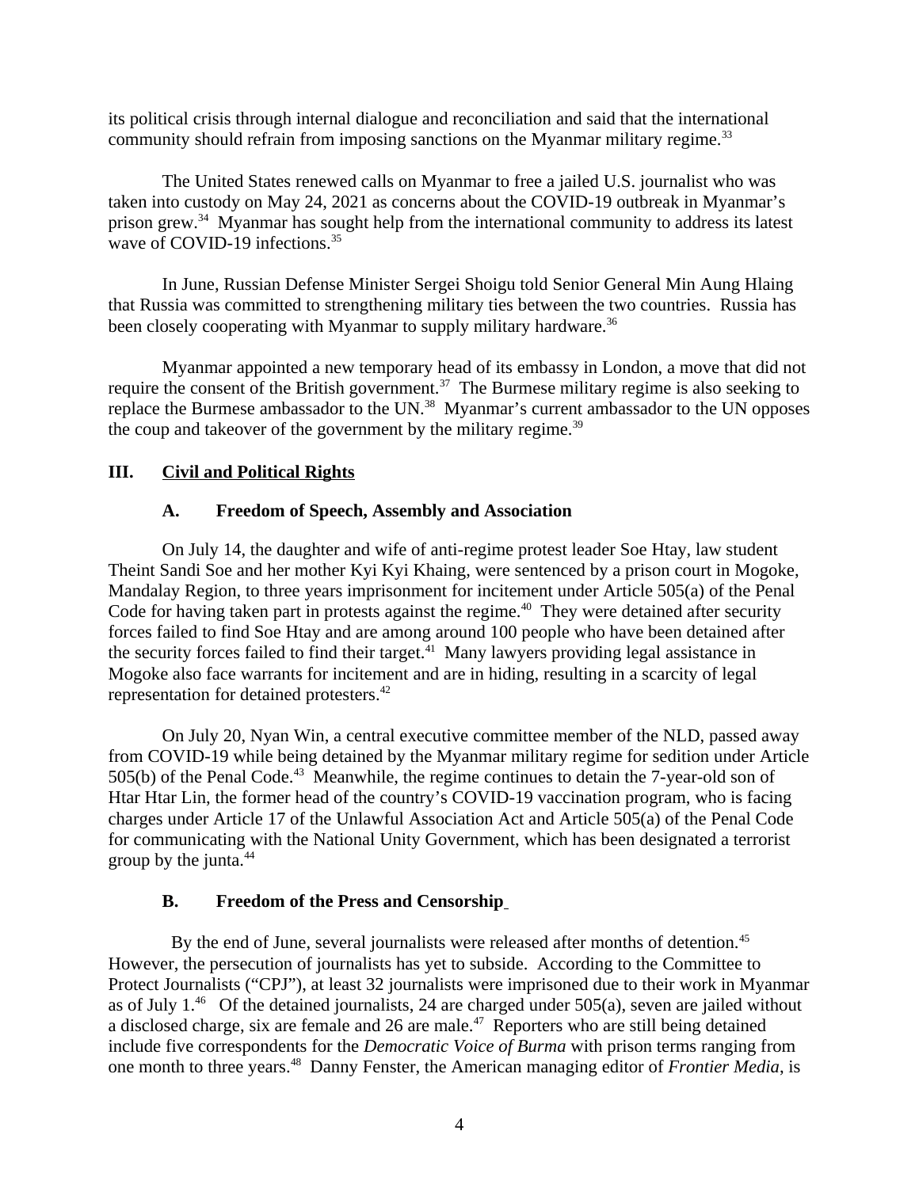its political crisis through internal dialogue and reconciliation and said that the international community should refrain from imposing sanctions on the Myanmar military regime.[33]

The United States renewed calls on Myanmar to free a jailed U.S. journalist who was taken into custody on May 24, 2021 as concerns about the COVID-19 outbreak in Myanmar's prison grew.[34] Myanmar has sought help from the international community to address its latest wave of COVID-19 infections.[35]

In June, Russian Defense Minister Sergei Shoigu told Senior General Min Aung Hlaing that Russia was committed to strengthening military ties between the two countries. Russia has been closely cooperating with Myanmar to supply military hardware.[36]

Myanmar appointed a new temporary head of its embassy in London, a move that did not require the consent of the British government.[37] The Burmese military regime is also seeking to replace the Burmese ambassador to the UN.[38] Myanmar's current ambassador to the UN opposes the coup and takeover of the government by the military regime.[39]

## III. Civil and Political Rights

### A. Freedom of Speech, Assembly and Association

On July 14, the daughter and wife of anti-regime protest leader Soe Htay, law student Theint Sandi Soe and her mother Kyi Kyi Khaing, were sentenced by a prison court in Mogoke, Mandalay Region, to three years imprisonment for incitement under Article 505(a) of the Penal Code for having taken part in protests against the regime.[40] They were detained after security forces failed to find Soe Htay and are among around 100 people who have been detained after the security forces failed to find their target.[41] Many lawyers providing legal assistance in Mogoke also face warrants for incitement and are in hiding, resulting in a scarcity of legal representation for detained protesters.[42]

On July 20, Nyan Win, a central executive committee member of the NLD, passed away from COVID-19 while being detained by the Myanmar military regime for sedition under Article 505(b) of the Penal Code.[43] Meanwhile, the regime continues to detain the 7-year-old son of Htar Htar Lin, the former head of the country's COVID-19 vaccination program, who is facing charges under Article 17 of the Unlawful Association Act and Article 505(a) of the Penal Code for communicating with the National Unity Government, which has been designated a terrorist group by the junta.[44]

### B. Freedom of the Press and Censorship

By the end of June, several journalists were released after months of detention.[45] However, the persecution of journalists has yet to subside. According to the Committee to Protect Journalists ("CPJ"), at least 32 journalists were imprisoned due to their work in Myanmar as of July 1.[46] Of the detained journalists, 24 are charged under 505(a), seven are jailed without a disclosed charge, six are female and 26 are male.[47] Reporters who are still being detained include five correspondents for the *Democratic Voice of Burma* with prison terms ranging from one month to three years.[48] Danny Fenster, the American managing editor of *Frontier Media*, is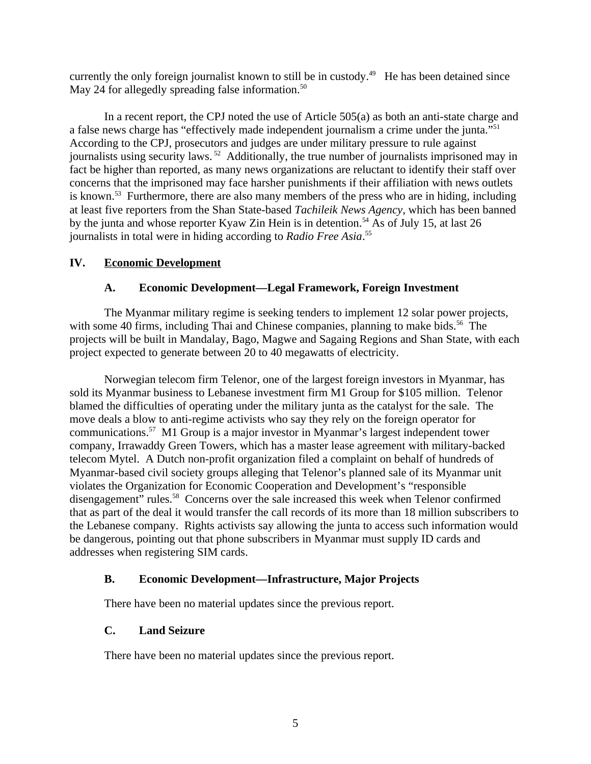currently the only foreign journalist known to still be in custody.[49] He has been detained since May 24 for allegedly spreading false information.[50]

In a recent report, the CPJ noted the use of Article 505(a) as both an anti-state charge and a false news charge has "effectively made independent journalism a crime under the junta."[51] According to the CPJ, prosecutors and judges are under military pressure to rule against journalists using security laws.[52] Additionally, the true number of journalists imprisoned may in fact be higher than reported, as many news organizations are reluctant to identify their staff over concerns that the imprisoned may face harsher punishments if their affiliation with news outlets is known.[53] Furthermore, there are also many members of the press who are in hiding, including at least five reporters from the Shan State-based *Tachileik News Agency*, which has been banned by the junta and whose reporter Kyaw Zin Hein is in detention.[54] As of July 15, at last 26 journalists in total were in hiding according to *Radio Free Asia*.[55]

## IV. Economic Development

### A. Economic Development—Legal Framework, Foreign Investment

The Myanmar military regime is seeking tenders to implement 12 solar power projects, with some 40 firms, including Thai and Chinese companies, planning to make bids.[56] The projects will be built in Mandalay, Bago, Magwe and Sagaing Regions and Shan State, with each project expected to generate between 20 to 40 megawatts of electricity.

Norwegian telecom firm Telenor, one of the largest foreign investors in Myanmar, has sold its Myanmar business to Lebanese investment firm M1 Group for $105 million. Telenor blamed the difficulties of operating under the military junta as the catalyst for the sale. The move deals a blow to anti-regime activists who say they rely on the foreign operator for communications.[57] M1 Group is a major investor in Myanmar's largest independent tower company, Irrawaddy Green Towers, which has a master lease agreement with military-backed telecom Mytel. A Dutch non-profit organization filed a complaint on behalf of hundreds of Myanmar-based civil society groups alleging that Telenor's planned sale of its Myanmar unit violates the Organization for Economic Cooperation and Development's "responsible disengagement" rules.[58] Concerns over the sale increased this week when Telenor confirmed that as part of the deal it would transfer the call records of its more than 18 million subscribers to the Lebanese company. Rights activists say allowing the junta to access such information would be dangerous, pointing out that phone subscribers in Myanmar must supply ID cards and addresses when registering SIM cards.

### B. Economic Development—Infrastructure, Major Projects

There have been no material updates since the previous report.

### C. Land Seizure

There have been no material updates since the previous report.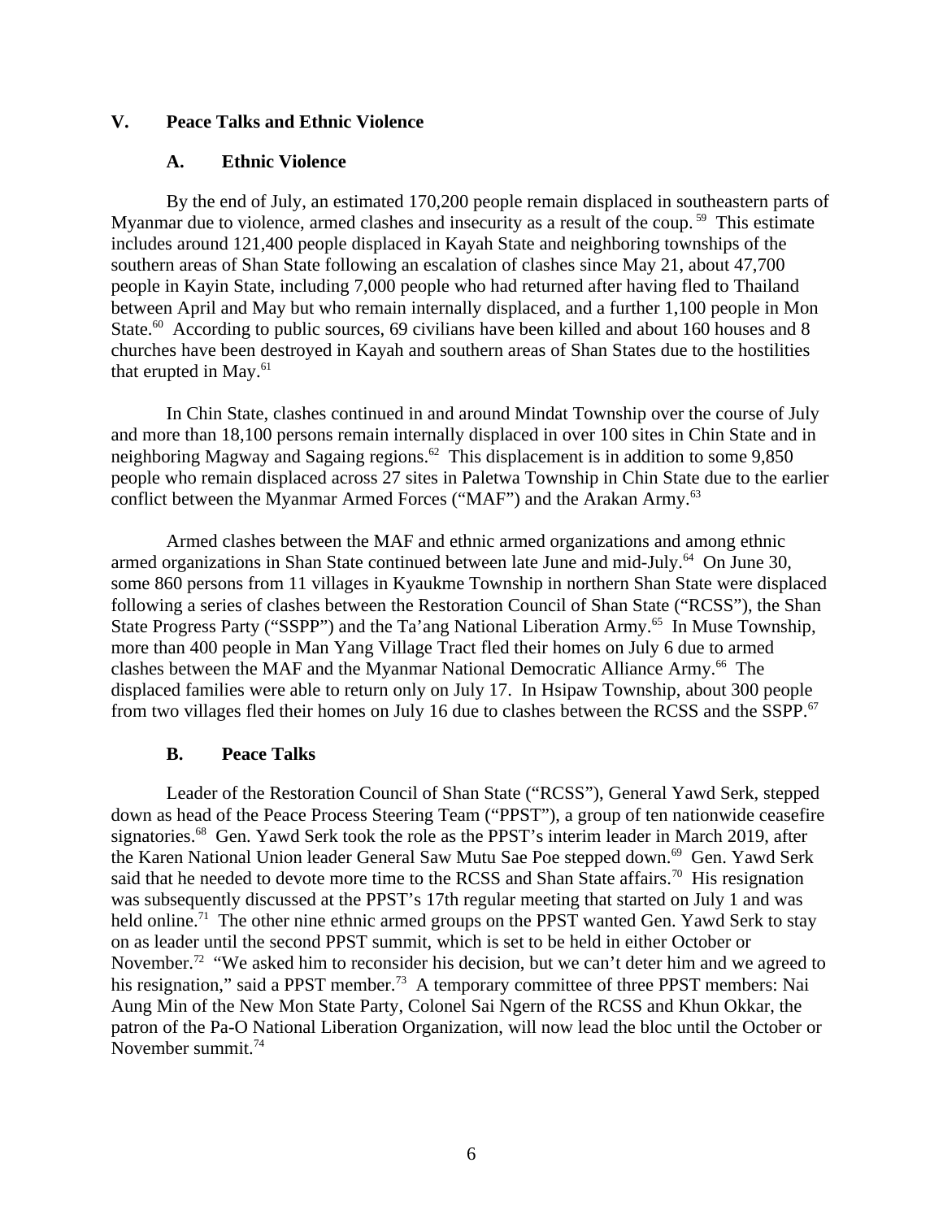## V. Peace Talks and Ethnic Violence

### A. Ethnic Violence

By the end of July, an estimated 170,200 people remain displaced in southeastern parts of Myanmar due to violence, armed clashes and insecurity as a result of the coup.[59] This estimate includes around 121,400 people displaced in Kayah State and neighboring townships of the southern areas of Shan State following an escalation of clashes since May 21, about 47,700 people in Kayin State, including 7,000 people who had returned after having fled to Thailand between April and May but who remain internally displaced, and a further 1,100 people in Mon State.[60] According to public sources, 69 civilians have been killed and about 160 houses and 8 churches have been destroyed in Kayah and southern areas of Shan States due to the hostilities that erupted in May.[61]

In Chin State, clashes continued in and around Mindat Township over the course of July and more than 18,100 persons remain internally displaced in over 100 sites in Chin State and in neighboring Magway and Sagaing regions.[62] This displacement is in addition to some 9,850 people who remain displaced across 27 sites in Paletwa Township in Chin State due to the earlier conflict between the Myanmar Armed Forces ("MAF") and the Arakan Army.[63]

Armed clashes between the MAF and ethnic armed organizations and among ethnic armed organizations in Shan State continued between late June and mid-July.[64] On June 30, some 860 persons from 11 villages in Kyaukme Township in northern Shan State were displaced following a series of clashes between the Restoration Council of Shan State ("RCSS"), the Shan State Progress Party ("SSPP") and the Ta'ang National Liberation Army.[65] In Muse Township, more than 400 people in Man Yang Village Tract fled their homes on July 6 due to armed clashes between the MAF and the Myanmar National Democratic Alliance Army.[66] The displaced families were able to return only on July 17. In Hsipaw Township, about 300 people from two villages fled their homes on July 16 due to clashes between the RCSS and the SSPP.[67]

### B. Peace Talks

Leader of the Restoration Council of Shan State ("RCSS"), General Yawd Serk, stepped down as head of the Peace Process Steering Team ("PPST"), a group of ten nationwide ceasefire signatories.[68] Gen. Yawd Serk took the role as the PPST's interim leader in March 2019, after the Karen National Union leader General Saw Mutu Sae Poe stepped down.[69] Gen. Yawd Serk said that he needed to devote more time to the RCSS and Shan State affairs.[70] His resignation was subsequently discussed at the PPST's 17th regular meeting that started on July 1 and was held online.[71] The other nine ethnic armed groups on the PPST wanted Gen. Yawd Serk to stay on as leader until the second PPST summit, which is set to be held in either October or November.[72] "We asked him to reconsider his decision, but we can't deter him and we agreed to his resignation," said a PPST member.[73] A temporary committee of three PPST members: Nai Aung Min of the New Mon State Party, Colonel Sai Ngern of the RCSS and Khun Okkar, the patron of the Pa-O National Liberation Organization, will now lead the bloc until the October or November summit.[74]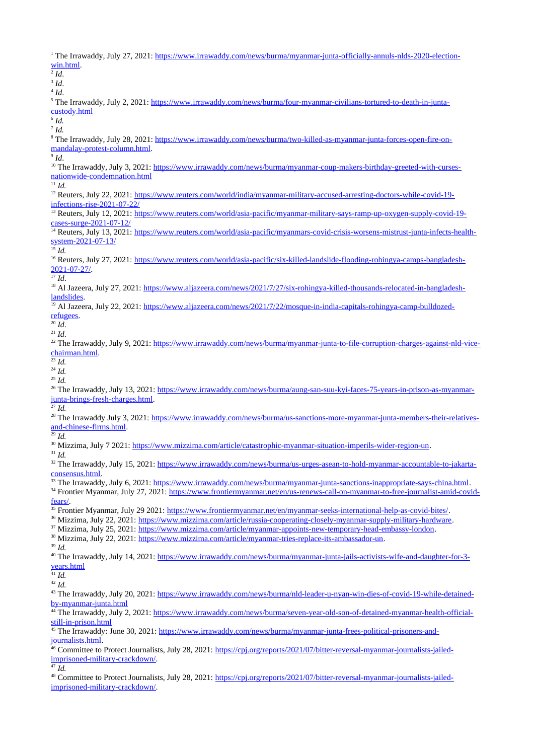[1] The Irrawaddy, July 27, 2021: https://www.irrawaddy.com/news/burma/myanmar-junta-officially-annuls-nlds-2020-election-win.html.

[2] *Id.*

[3] *Id.*

[4] *Id.*

[5] The Irrawaddy, July 2, 2021: https://www.irrawaddy.com/news/burma/four-myanmar-civilians-tortured-to-death-in-junta-custody.html

[6] *Id.*

[7] *Id.*

[8] The Irrawaddy, July 28, 2021: https://www.irrawaddy.com/news/burma/two-killed-as-myanmar-junta-forces-open-fire-on-mandalay-protest-column.html.

[9] *Id.*

[10] The Irrawaddy, July 3, 2021: https://www.irrawaddy.com/news/burma/myanmar-coup-makers-birthday-greeted-with-curses-nationwide-condemnation.html

[11] *Id.*

[12] Reuters, July 22, 2021: https://www.reuters.com/world/india/myanmar-military-accused-arresting-doctors-while-covid-19-infections-rise-2021-07-22/

[13] Reuters, July 12, 2021: https://www.reuters.com/world/asia-pacific/myanmar-military-says-ramp-up-oxygen-supply-covid-19-cases-surge-2021-07-12/

[14] Reuters, July 13, 2021: https://www.reuters.com/world/asia-pacific/myanmars-covid-crisis-worsens-mistrust-junta-infects-health-system-2021-07-13/

[15] *Id.*

[16] Reuters, July 27, 2021: https://www.reuters.com/world/asia-pacific/six-killed-landslide-flooding-rohingya-camps-bangladesh-2021-07-27/.

[17] *Id.*

[18] Al Jazeera, July 27, 2021: https://www.aljazeera.com/news/2021/7/27/six-rohingya-killed-thousands-relocated-in-bangladesh-landslides.

[19] Al Jazeera, July 22, 2021: https://www.aljazeera.com/news/2021/7/22/mosque-in-india-capitals-rohingya-camp-bulldozed-refugees.

[20] *Id.*

[21] *Id.*

[22] The Irrawaddy, July 9, 2021: https://www.irrawaddy.com/news/burma/myanmar-junta-to-file-corruption-charges-against-nld-vice-chairman.html.

[23] *Id.*

[24] *Id.*

[25] *Id.*

[26] The Irrawaddy, July 13, 2021: https://www.irrawaddy.com/news/burma/aung-san-suu-kyi-faces-75-years-in-prison-as-myanmar-junta-brings-fresh-charges.html.

[27] *Id.*

[28] The Irrawaddy July 3, 2021: https://www.irrawaddy.com/news/burma/us-sanctions-more-myanmar-junta-members-their-relatives-and-chinese-firms.html.

[29] *Id.*

[30] Mizzima, July 7 2021: https://www.mizzima.com/article/catastrophic-myanmar-situation-imperils-wider-region-un.

[31] *Id.*

[32] The Irrawaddy, July 15, 2021: https://www.irrawaddy.com/news/burma/us-urges-asean-to-hold-myanmar-accountable-to-jakarta-consensus.html.

[33] The Irrawaddy, July 6, 2021: https://www.irrawaddy.com/news/burma/myanmar-junta-sanctions-inappropriate-says-china.html.

[34] Frontier Myanmar, July 27, 2021: https://www.frontiermyanmar.net/en/us-renews-call-on-myanmar-to-free-journalist-amid-covid-fears/.

[35] Frontier Myanmar, July 29 2021: https://www.frontiermyanmar.net/en/myanmar-seeks-international-help-as-covid-bites/.

[36] Mizzima, July 22, 2021: https://www.mizzima.com/article/russia-cooperating-closely-myanmar-supply-military-hardware.

[37] Mizzima, July 25, 2021: https://www.mizzima.com/article/myanmar-appoints-new-temporary-head-embassy-london.

[38] Mizzima, July 22, 2021: https://www.mizzima.com/article/myanmar-tries-replace-its-ambassador-un.

[39] *Id.*

[40] The Irrawaddy, July 14, 2021: https://www.irrawaddy.com/news/burma/myanmar-junta-jails-activists-wife-and-daughter-for-3-years.html

[41] *Id.*

[42] *Id.*

[43] The Irrawaddy, July 20, 2021: https://www.irrawaddy.com/news/burma/nld-leader-u-nyan-win-dies-of-covid-19-while-detained-by-myanmar-junta.html

[44] The Irrawaddy, July 2, 2021: https://www.irrawaddy.com/news/burma/seven-year-old-son-of-detained-myanmar-health-official-still-in-prison.html

[45] The Irrawaddy: June 30, 2021: https://www.irrawaddy.com/news/burma/myanmar-junta-frees-political-prisoners-and-journalists.html.

[46] Committee to Protect Journalists, July 28, 2021: https://cpj.org/reports/2021/07/bitter-reversal-myanmar-journalists-jailed-imprisoned-military-crackdown/.

[47] *Id.*

[48] Committee to Protect Journalists, July 28, 2021: https://cpj.org/reports/2021/07/bitter-reversal-myanmar-journalists-jailed-imprisoned-military-crackdown/.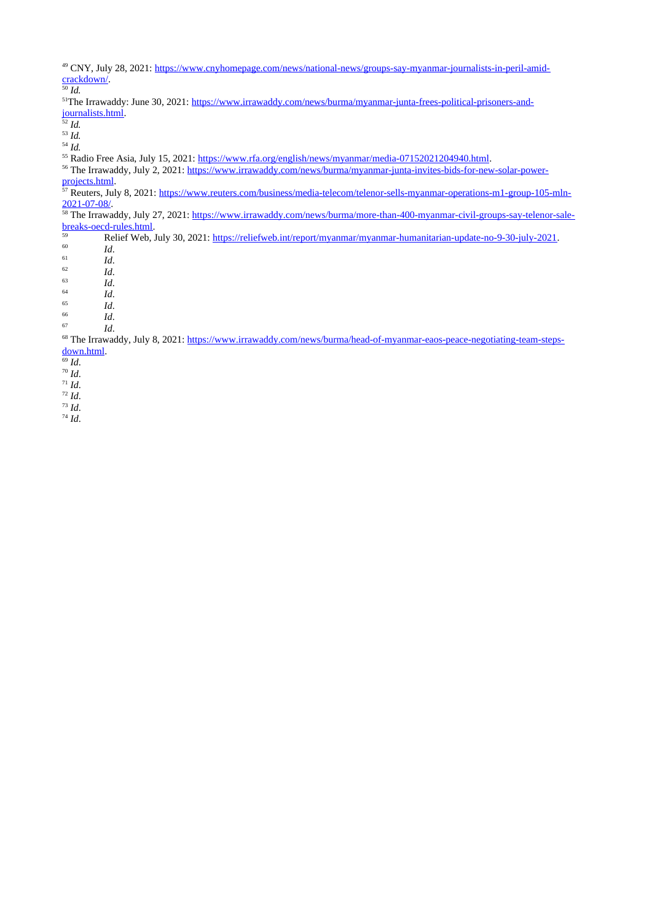[49] CNY, July 28, 2021: https://www.cnyhomepage.com/news/national-news/groups-say-myanmar-journalists-in-peril-amid-crackdown/.

[50] *Id.*

[51]The Irrawaddy: June 30, 2021: https://www.irrawaddy.com/news/burma/myanmar-junta-frees-political-prisoners-and-journalists.html.

[52] *Id.*

[53] *Id.*

[54] *Id.*

[55] Radio Free Asia, July 15, 2021: https://www.rfa.org/english/news/myanmar/media-07152021204940.html.

[56] The Irrawaddy, July 2, 2021: https://www.irrawaddy.com/news/burma/myanmar-junta-invites-bids-for-new-solar-power-projects.html.

[57] Reuters, July 8, 2021: https://www.reuters.com/business/media-telecom/telenor-sells-myanmar-operations-m1-group-105-mln-2021-07-08/.

[58] The Irrawaddy, July 27, 2021: https://www.irrawaddy.com/news/burma/more-than-400-myanmar-civil-groups-say-telenor-sale-breaks-oecd-rules.html.

[59] Relief Web, July 30, 2021: https://reliefweb.int/report/myanmar/myanmar-humanitarian-update-no-9-30-july-2021.

[60] *Id.*

[61] *Id.*

[62] *Id.*

[63] *Id.*

[64] *Id.*

[65] *Id.*

[66] *Id.*

[67] *Id.*

[68] The Irrawaddy, July 8, 2021: https://www.irrawaddy.com/news/burma/head-of-myanmar-eaos-peace-negotiating-team-steps-down.html.

[69] *Id.*

[70] *Id.*

[71] *Id.*

[72] *Id.*

[73] *Id.*

[74] *Id.*